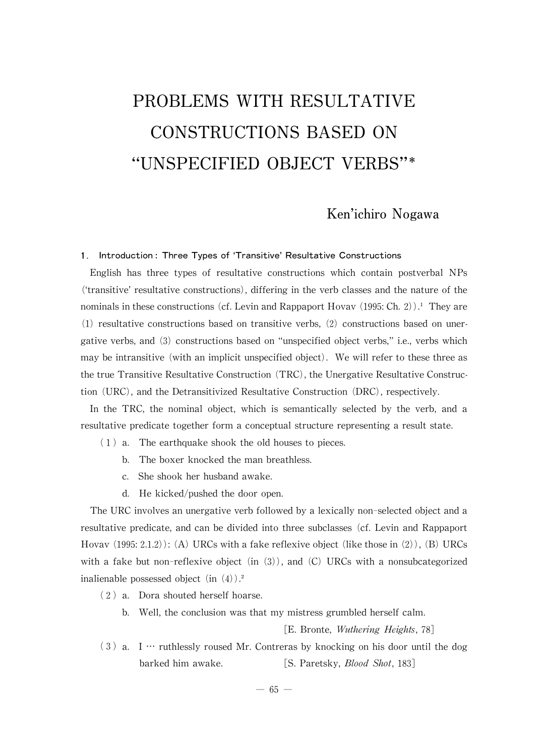# PROBLEMS WITH RESULTATIVE CONSTRUCTIONS BASED ON "UNSPECIFIED OBJECT VERBS"*

Ken'ichiro Nogawa

## 1. Introduction: Three Types of 'Transitive' Resultative Constructions

English has three types of resultative constructions which contain postverbal NPs ('transitive' resultative constructions), differing in the verb classes and the nature of the nominals in these constructions (cf. Levin and Rappaport Hovav (1995: Ch. 2)).[1] They are (1) resultative constructions based on transitive verbs, (2) constructions based on unergative verbs, and (3) constructions based on "unspecified object verbs," i.e., verbs which may be intransitive (with an implicit unspecified object). We will refer to these three as the true Transitive Resultative Construction (TRC), the Unergative Resultative Construction (URC), and the Detransitivized Resultative Construction (DRC), respectively.

In the TRC, the nominal object, which is semantically selected by the verb, and a resultative predicate together form a conceptual structure representing a result state.

(1) a. The earthquake shook the old houses to pieces.
 b. The boxer knocked the man breathless.
 c. She shook her husband awake.
 d. He kicked/pushed the door open.

The URC involves an unergative verb followed by a lexically non-selected object and a resultative predicate, and can be divided into three subclasses (cf. Levin and Rappaport Hovav (1995: 2.1.2)): (A) URCs with a fake reflexive object (like those in (2)), (B) URCs with a fake but non-reflexive object (in (3)), and (C) URCs with a nonsubcategorized inalienable possessed object (in (4)).[2]

(2) a. Dora shouted herself hoarse.
 b. Well, the conclusion was that my mistress grumbled herself calm. [E. Bronte, *Wuthering Heights*, 78]

(3) a. I … ruthlessly roused Mr. Contreras by knocking on his door until the dog barked him awake. [S. Paretsky, *Blood Shot*, 183]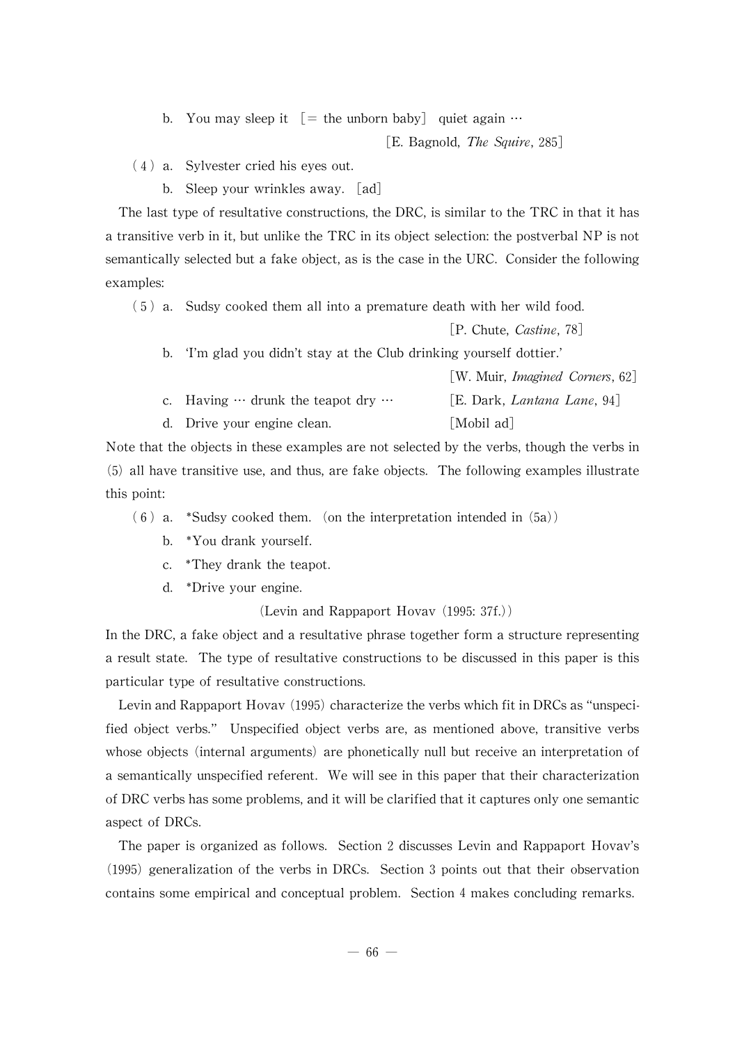b. You may sleep it [= the unborn baby] quiet again …

[E. Bagnold, *The Squire*, 285]

(4) a. Sylvester cried his eyes out.

b. Sleep your wrinkles away. [ad]

The last type of resultative constructions, the DRC, is similar to the TRC in that it has a transitive verb in it, but unlike the TRC in its object selection: the postverbal NP is not semantically selected but a fake object, as is the case in the URC. Consider the following examples:

(5) a. Sudsy cooked them all into a premature death with her wild food.

[P. Chute, *Castine*, 78]

b. 'I'm glad you didn't stay at the Club drinking yourself dottier.'

[W. Muir, *Imagined Corners*, 62]

c. Having … drunk the teapot dry … [E. Dark, *Lantana Lane*, 94]

d. Drive your engine clean. [Mobil ad]

Note that the objects in these examples are not selected by the verbs, though the verbs in (5) all have transitive use, and thus, are fake objects. The following examples illustrate this point:

(6) a. *Sudsy cooked them. (on the interpretation intended in (5a))

b. *You drank yourself.

c. *They drank the teapot.

d. *Drive your engine.

(Levin and Rappaport Hovav (1995: 37f.))

In the DRC, a fake object and a resultative phrase together form a structure representing a result state. The type of resultative constructions to be discussed in this paper is this particular type of resultative constructions.

Levin and Rappaport Hovav (1995) characterize the verbs which fit in DRCs as "unspecified object verbs." Unspecified object verbs are, as mentioned above, transitive verbs whose objects (internal arguments) are phonetically null but receive an interpretation of a semantically unspecified referent. We will see in this paper that their characterization of DRC verbs has some problems, and it will be clarified that it captures only one semantic aspect of DRCs.

The paper is organized as follows. Section 2 discusses Levin and Rappaport Hovav's (1995) generalization of the verbs in DRCs. Section 3 points out that their observation contains some empirical and conceptual problem. Section 4 makes concluding remarks.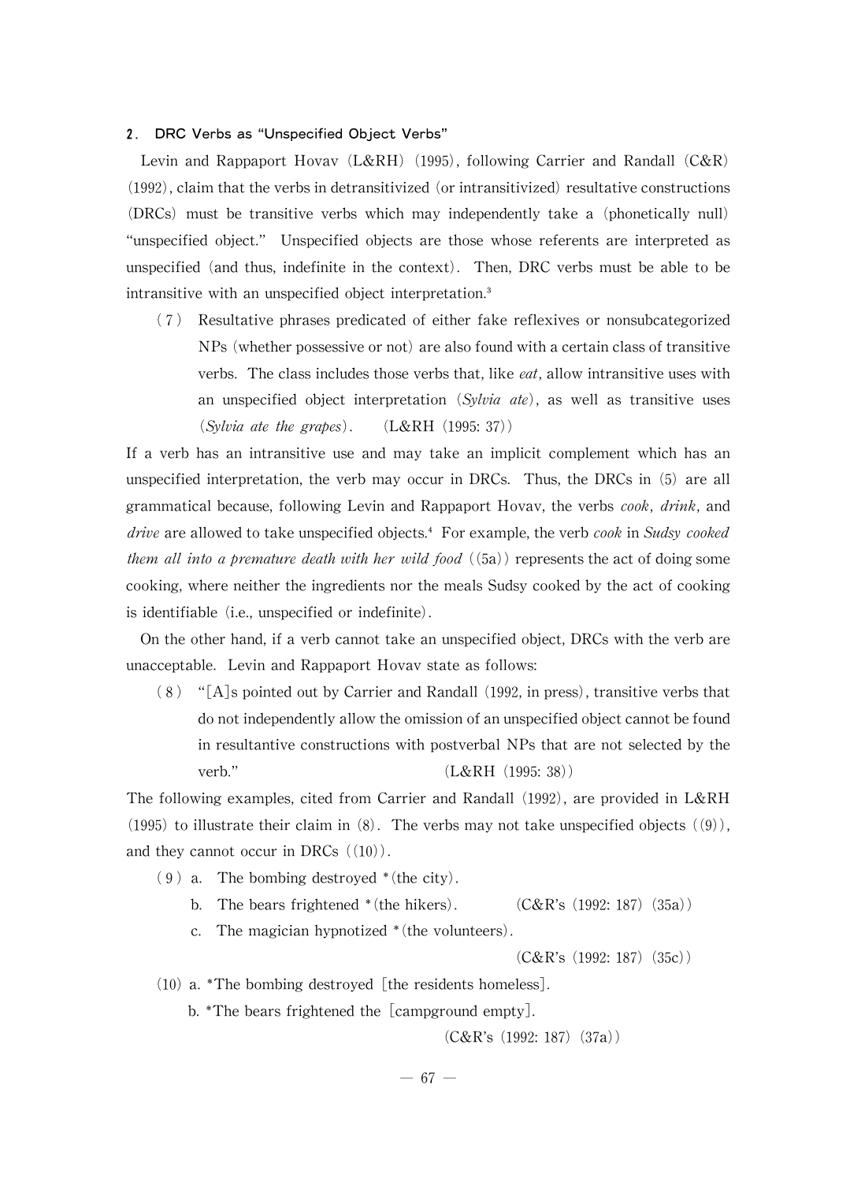## 2. DRC Verbs as "Unspecified Object Verbs"

Levin and Rappaport Hovav (L&RH) (1995), following Carrier and Randall (C&R) (1992), claim that the verbs in detransitivized (or intransitivized) resultative constructions (DRCs) must be transitive verbs which may independently take a (phonetically null) "unspecified object." Unspecified objects are those whose referents are interpreted as unspecified (and thus, indefinite in the context). Then, DRC verbs must be able to be intransitive with an unspecified object interpretation.[3]

(7) Resultative phrases predicated of either fake reflexives or nonsubcategorized NPs (whether possessive or not) are also found with a certain class of transitive verbs. The class includes those verbs that, like *eat*, allow intransitive uses with an unspecified object interpretation (*Sylvia ate*), as well as transitive uses (*Sylvia ate the grapes*). (L&RH (1995: 37))

If a verb has an intransitive use and may take an implicit complement which has an unspecified interpretation, the verb may occur in DRCs. Thus, the DRCs in (5) are all grammatical because, following Levin and Rappaport Hovav, the verbs *cook*, *drink*, and *drive* are allowed to take unspecified objects.[4] For example, the verb *cook* in *Sudsy cooked them all into a premature death with her wild food* ((5a)) represents the act of doing some cooking, where neither the ingredients nor the meals Sudsy cooked by the act of cooking is identifiable (i.e., unspecified or indefinite).

On the other hand, if a verb cannot take an unspecified object, DRCs with the verb are unacceptable. Levin and Rappaport Hovav state as follows:

(8) "[A]s pointed out by Carrier and Randall (1992, in press), transitive verbs that do not independently allow the omission of an unspecified object cannot be found in resultantive constructions with postverbal NPs that are not selected by the verb." (L&RH (1995: 38))

The following examples, cited from Carrier and Randall (1992), are provided in L&RH (1995) to illustrate their claim in (8). The verbs may not take unspecified objects ((9)), and they cannot occur in DRCs ((10)).

(9) a. The bombing destroyed *(the city).

b. The bears frightened *(the hikers). (C&R's (1992: 187) (35a))

c. The magician hypnotized *(the volunteers).

(C&R's (1992: 187) (35c))

(10) a. *The bombing destroyed [the residents homeless].

b. *The bears frightened the [campground empty].

(C&R's (1992: 187) (37a))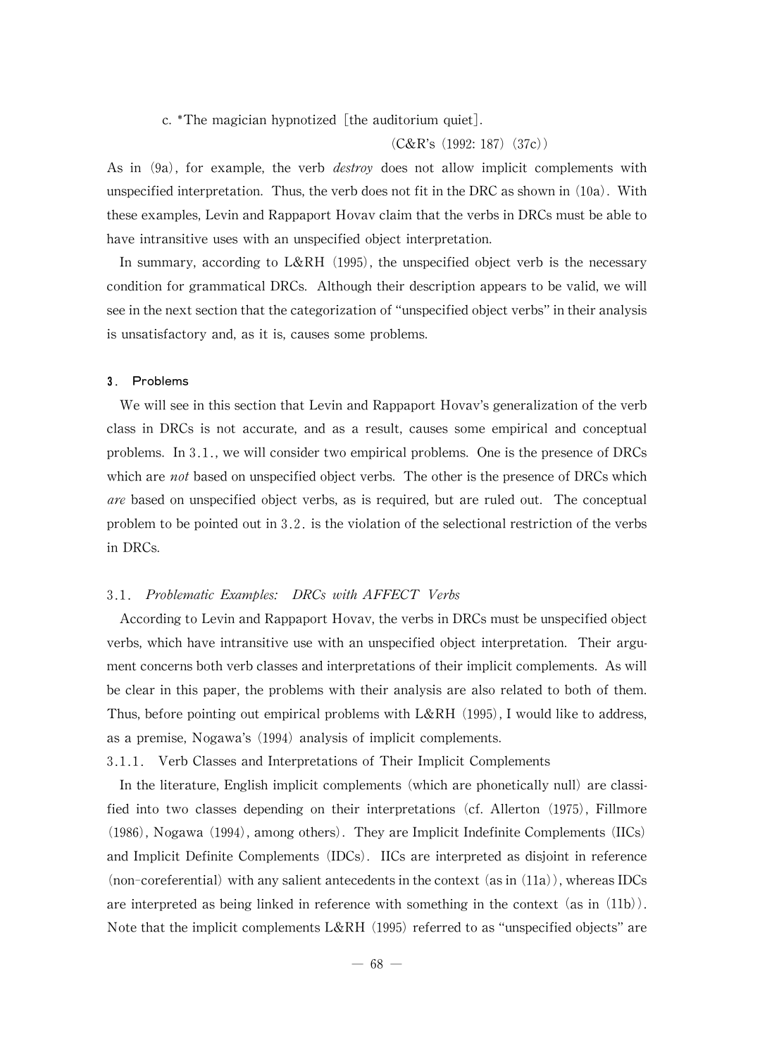c. *The magician hypnotized [the auditorium quiet].

(C&R's (1992: 187) (37c))

As in (9a), for example, the verb *destroy* does not allow implicit complements with unspecified interpretation. Thus, the verb does not fit in the DRC as shown in (10a). With these examples, Levin and Rappaport Hovav claim that the verbs in DRCs must be able to have intransitive uses with an unspecified object interpretation.

In summary, according to L&RH (1995), the unspecified object verb is the necessary condition for grammatical DRCs. Although their description appears to be valid, we will see in the next section that the categorization of "unspecified object verbs" in their analysis is unsatisfactory and, as it is, causes some problems.

### 3. Problems

We will see in this section that Levin and Rappaport Hovav's generalization of the verb class in DRCs is not accurate, and as a result, causes some empirical and conceptual problems. In 3.1., we will consider two empirical problems. One is the presence of DRCs which are *not* based on unspecified object verbs. The other is the presence of DRCs which *are* based on unspecified object verbs, as is required, but are ruled out. The conceptual problem to be pointed out in 3.2. is the violation of the selectional restriction of the verbs in DRCs.

#### 3.1. *Problematic Examples: DRCs with AFFECT Verbs*

According to Levin and Rappaport Hovav, the verbs in DRCs must be unspecified object verbs, which have intransitive use with an unspecified object interpretation. Their argument concerns both verb classes and interpretations of their implicit complements. As will be clear in this paper, the problems with their analysis are also related to both of them. Thus, before pointing out empirical problems with L&RH (1995), I would like to address, as a premise, Nogawa's (1994) analysis of implicit complements.

##### 3.1.1. Verb Classes and Interpretations of Their Implicit Complements

In the literature, English implicit complements (which are phonetically null) are classified into two classes depending on their interpretations (cf. Allerton (1975), Fillmore (1986), Nogawa (1994), among others). They are Implicit Indefinite Complements (IICs) and Implicit Definite Complements (IDCs). IICs are interpreted as disjoint in reference (non-coreferential) with any salient antecedents in the context (as in (11a)), whereas IDCs are interpreted as being linked in reference with something in the context (as in (11b)). Note that the implicit complements L&RH (1995) referred to as "unspecified objects" are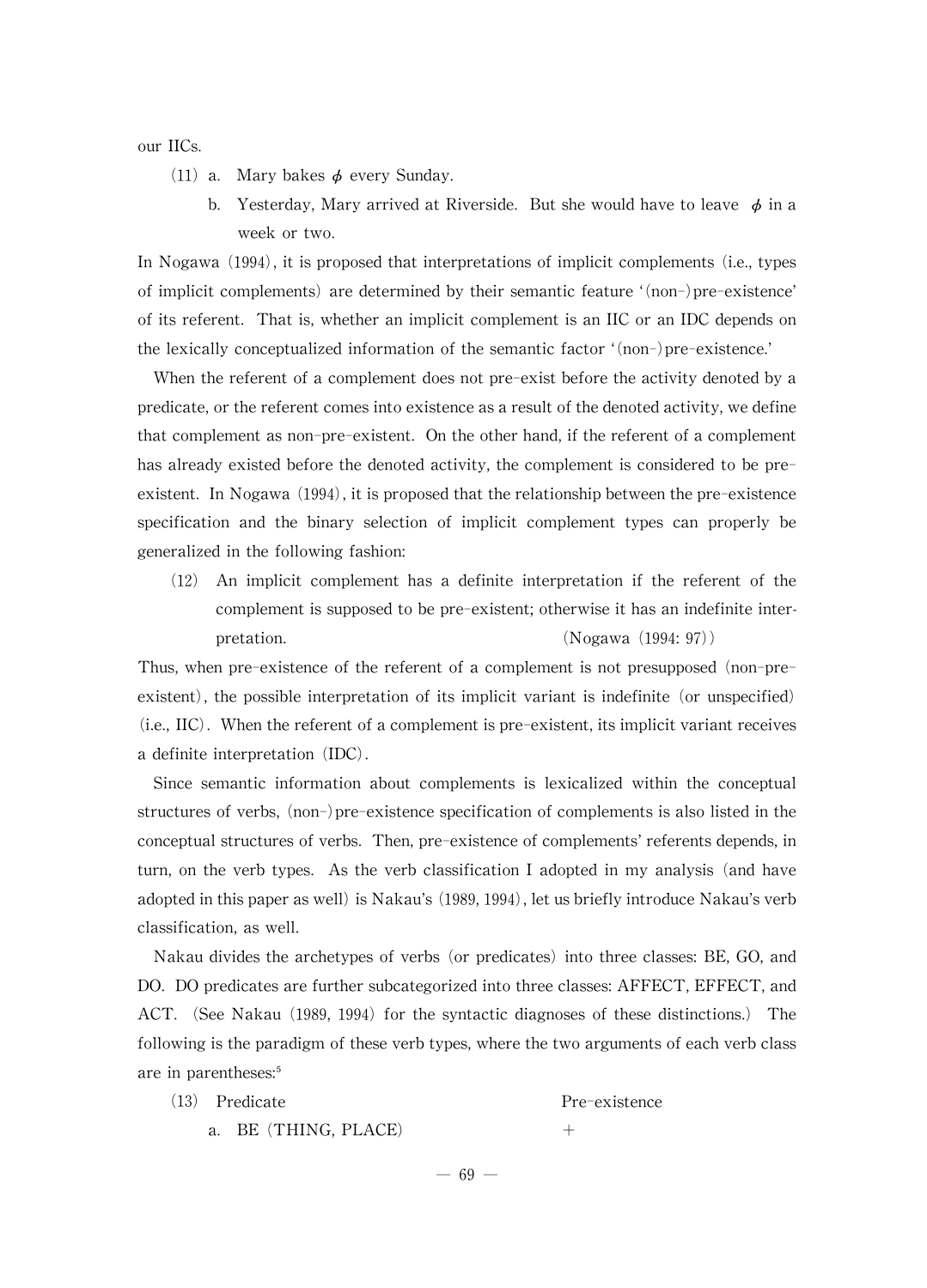our IICs.

(11) a. Mary bakes $\phi$ every Sunday.

b. Yesterday, Mary arrived at Riverside. But she would have to leave $\phi$ in a week or two.

In Nogawa (1994), it is proposed that interpretations of implicit complements (i.e., types of implicit complements) are determined by their semantic feature '(non-)pre-existence' of its referent. That is, whether an implicit complement is an IIC or an IDC depends on the lexically conceptualized information of the semantic factor '(non-)pre-existence.'

When the referent of a complement does not pre-exist before the activity denoted by a predicate, or the referent comes into existence as a result of the denoted activity, we define that complement as non-pre-existent. On the other hand, if the referent of a complement has already existed before the denoted activity, the complement is considered to be pre-existent. In Nogawa (1994), it is proposed that the relationship between the pre-existence specification and the binary selection of implicit complement types can properly be generalized in the following fashion:

(12) An implicit complement has a definite interpretation if the referent of the complement is supposed to be pre-existent; otherwise it has an indefinite interpretation. (Nogawa (1994: 97))

Thus, when pre-existence of the referent of a complement is not presupposed (non-pre-existent), the possible interpretation of its implicit variant is indefinite (or unspecified) (i.e., IIC). When the referent of a complement is pre-existent, its implicit variant receives a definite interpretation (IDC).

Since semantic information about complements is lexicalized within the conceptual structures of verbs, (non-)pre-existence specification of complements is also listed in the conceptual structures of verbs. Then, pre-existence of complements' referents depends, in turn, on the verb types. As the verb classification I adopted in my analysis (and have adopted in this paper as well) is Nakau's (1989, 1994), let us briefly introduce Nakau's verb classification, as well.

Nakau divides the archetypes of verbs (or predicates) into three classes: BE, GO, and DO. DO predicates are further subcategorized into three classes: AFFECT, EFFECT, and ACT. (See Nakau (1989, 1994) for the syntactic diagnoses of these distinctions.) The following is the paradigm of these verb types, where the two arguments of each verb class are in parentheses:[5]

(13)

| Predicate | Pre-existence |
|---|---|
| a. BE (THING, PLACE) | + |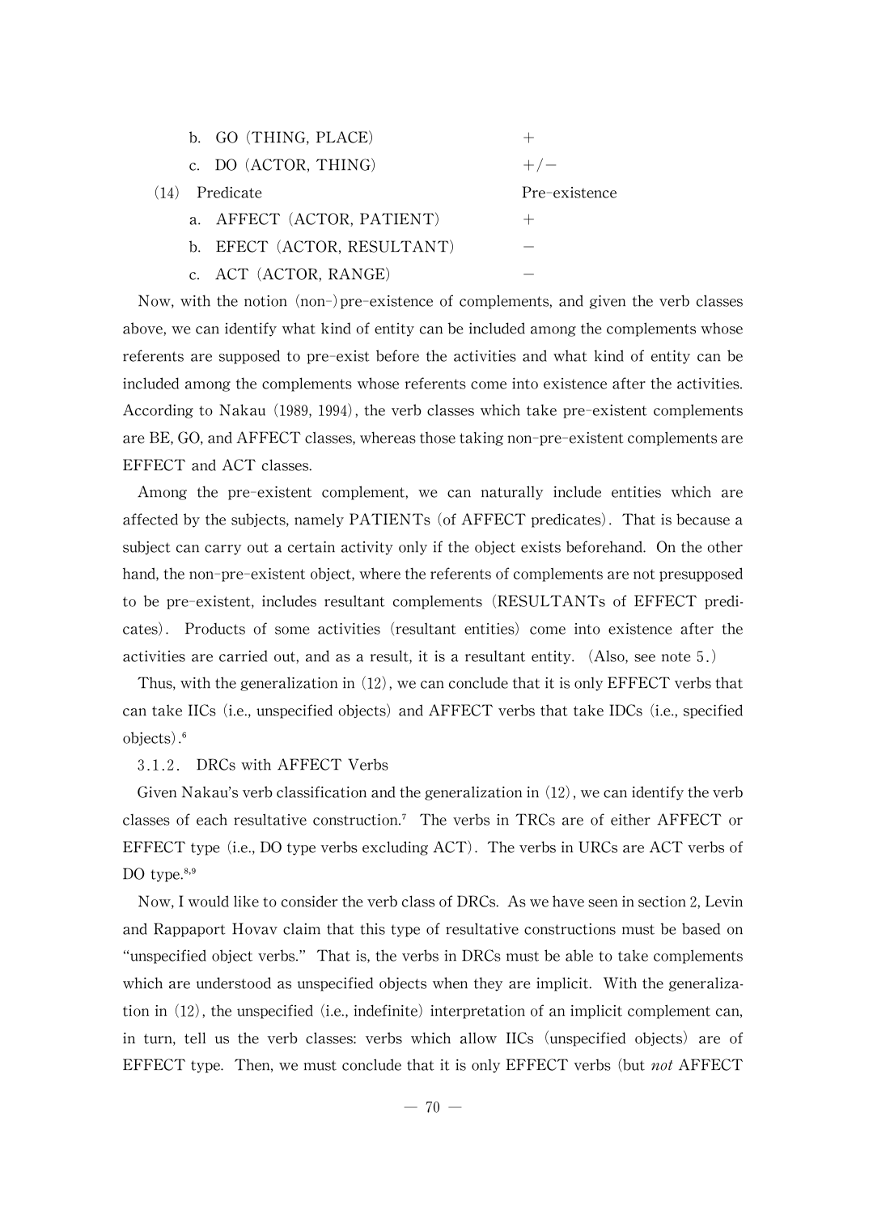b. GO (THING, PLACE) +

c. DO (ACTOR, THING) +/−

(14) Predicate Pre-existence

a. AFFECT (ACTOR, PATIENT) +

b. EFECT (ACTOR, RESULTANT) −

c. ACT (ACTOR, RANGE) −

Now, with the notion (non-)pre-existence of complements, and given the verb classes above, we can identify what kind of entity can be included among the complements whose referents are supposed to pre-exist before the activities and what kind of entity can be included among the complements whose referents come into existence after the activities. According to Nakau (1989, 1994), the verb classes which take pre-existent complements are BE, GO, and AFFECT classes, whereas those taking non-pre-existent complements are EFFECT and ACT classes.

Among the pre-existent complement, we can naturally include entities which are affected by the subjects, namely PATIENTs (of AFFECT predicates). That is because a subject can carry out a certain activity only if the object exists beforehand. On the other hand, the non-pre-existent object, where the referents of complements are not presupposed to be pre-existent, includes resultant complements (RESULTANTs of EFFECT predicates). Products of some activities (resultant entities) come into existence after the activities are carried out, and as a result, it is a resultant entity. (Also, see note 5.)

Thus, with the generalization in (12), we can conclude that it is only EFFECT verbs that can take IICs (i.e., unspecified objects) and AFFECT verbs that take IDCs (i.e., specified objects).[6]

3.1.2. DRCs with AFFECT Verbs

Given Nakau's verb classification and the generalization in (12), we can identify the verb classes of each resultative construction.[7] The verbs in TRCs are of either AFFECT or EFFECT type (i.e., DO type verbs excluding ACT). The verbs in URCs are ACT verbs of DO type.[8,9]

Now, I would like to consider the verb class of DRCs. As we have seen in section 2, Levin and Rappaport Hovav claim that this type of resultative constructions must be based on "unspecified object verbs." That is, the verbs in DRCs must be able to take complements which are understood as unspecified objects when they are implicit. With the generalization in (12), the unspecified (i.e., indefinite) interpretation of an implicit complement can, in turn, tell us the verb classes: verbs which allow IICs (unspecified objects) are of EFFECT type. Then, we must conclude that it is only EFFECT verbs (but *not* AFFECT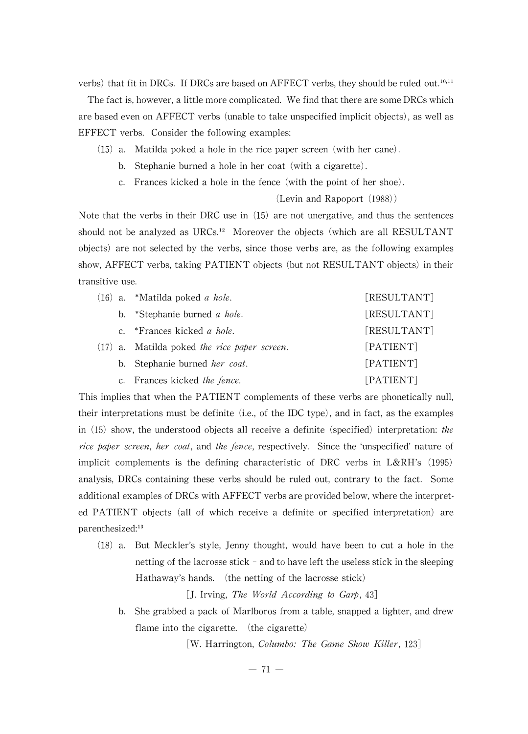verbs) that fit in DRCs. If DRCs are based on AFFECT verbs, they should be ruled out.[10,11]

The fact is, however, a little more complicated. We find that there are some DRCs which are based even on AFFECT verbs (unable to take unspecified implicit objects), as well as EFFECT verbs. Consider the following examples:

(15) a. Matilda poked a hole in the rice paper screen (with her cane).

b. Stephanie burned a hole in her coat (with a cigarette).

c. Frances kicked a hole in the fence (with the point of her shoe).

(Levin and Rapoport (1988))

Note that the verbs in their DRC use in (15) are not unergative, and thus the sentences should not be analyzed as URCs.[12] Moreover the objects (which are all RESULTANT objects) are not selected by the verbs, since those verbs are, as the following examples show, AFFECT verbs, taking PATIENT objects (but not RESULTANT objects) in their transitive use.

(16) a. *Matilda poked *a hole*. [RESULTANT]

b. *Stephanie burned *a hole*. [RESULTANT]

c. *Frances kicked *a hole*. [RESULTANT]

(17) a. Matilda poked *the rice paper screen*. [PATIENT]

b. Stephanie burned *her coat*. [PATIENT]

c. Frances kicked *the fence*. [PATIENT]

This implies that when the PATIENT complements of these verbs are phonetically null, their interpretations must be definite (i.e., of the IDC type), and in fact, as the examples in (15) show, the understood objects all receive a definite (specified) interpretation: *the rice paper screen*, *her coat*, and *the fence*, respectively. Since the 'unspecified' nature of implicit complements is the defining characteristic of DRC verbs in L&RH's (1995) analysis, DRCs containing these verbs should be ruled out, contrary to the fact. Some additional examples of DRCs with AFFECT verbs are provided below, where the interpreted PATIENT objects (all of which receive a definite or specified interpretation) are parenthesized:[13]

(18) a. But Meckler's style, Jenny thought, would have been to cut a hole in the netting of the lacrosse stick – and to have left the useless stick in the sleeping Hathaway's hands. (the netting of the lacrosse stick)

[J. Irving, *The World According to Garp*, 43]

b. She grabbed a pack of Marlboros from a table, snapped a lighter, and drew flame into the cigarette. (the cigarette)

[W. Harrington, *Columbo: The Game Show Killer*, 123]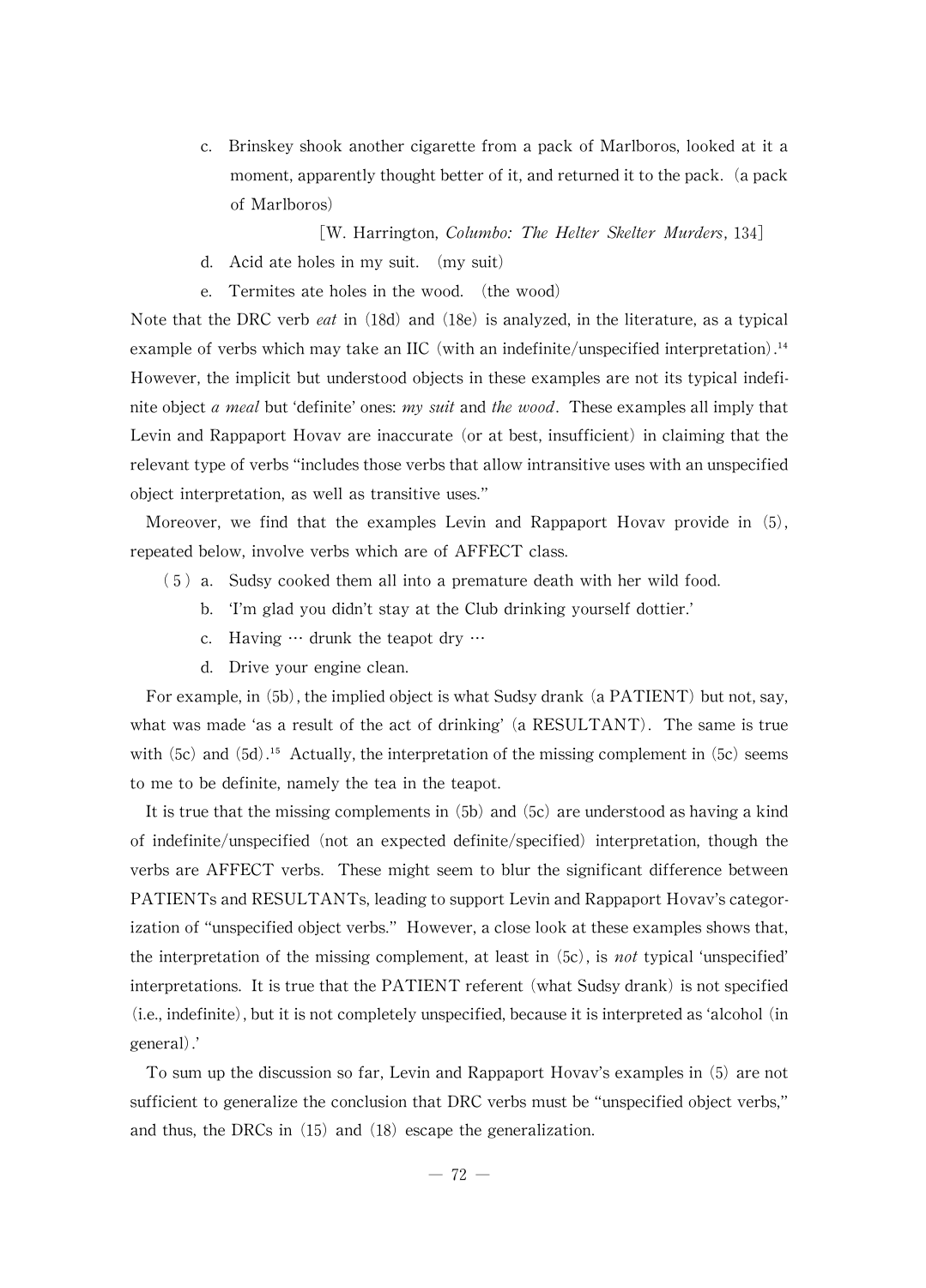c. Brinskey shook another cigarette from a pack of Marlboros, looked at it a moment, apparently thought better of it, and returned it to the pack. (a pack of Marlboros)

[W. Harrington, *Columbo: The Helter Skelter Murders*, 134]

d. Acid ate holes in my suit. (my suit)

e. Termites ate holes in the wood. (the wood)

Note that the DRC verb *eat* in (18d) and (18e) is analyzed, in the literature, as a typical example of verbs which may take an IIC (with an indefinite/unspecified interpretation).[14] However, the implicit but understood objects in these examples are not its typical indefinite object *a meal* but 'definite' ones: *my suit* and *the wood*. These examples all imply that Levin and Rappaport Hovav are inaccurate (or at best, insufficient) in claiming that the relevant type of verbs "includes those verbs that allow intransitive uses with an unspecified object interpretation, as well as transitive uses."

Moreover, we find that the examples Levin and Rappaport Hovav provide in (5), repeated below, involve verbs which are of AFFECT class.

(5) a. Sudsy cooked them all into a premature death with her wild food.

b. 'I'm glad you didn't stay at the Club drinking yourself dottier.'

c. Having … drunk the teapot dry …

d. Drive your engine clean.

For example, in (5b), the implied object is what Sudsy drank (a PATIENT) but not, say, what was made 'as a result of the act of drinking' (a RESULTANT). The same is true with (5c) and (5d).[15] Actually, the interpretation of the missing complement in (5c) seems to me to be definite, namely the tea in the teapot.

It is true that the missing complements in (5b) and (5c) are understood as having a kind of indefinite/unspecified (not an expected definite/specified) interpretation, though the verbs are AFFECT verbs. These might seem to blur the significant difference between PATIENTs and RESULTANTs, leading to support Levin and Rappaport Hovav's categorization of "unspecified object verbs." However, a close look at these examples shows that, the interpretation of the missing complement, at least in (5c), is *not* typical 'unspecified' interpretations. It is true that the PATIENT referent (what Sudsy drank) is not specified (i.e., indefinite), but it is not completely unspecified, because it is interpreted as 'alcohol (in general).'

To sum up the discussion so far, Levin and Rappaport Hovav's examples in (5) are not sufficient to generalize the conclusion that DRC verbs must be "unspecified object verbs," and thus, the DRCs in (15) and (18) escape the generalization.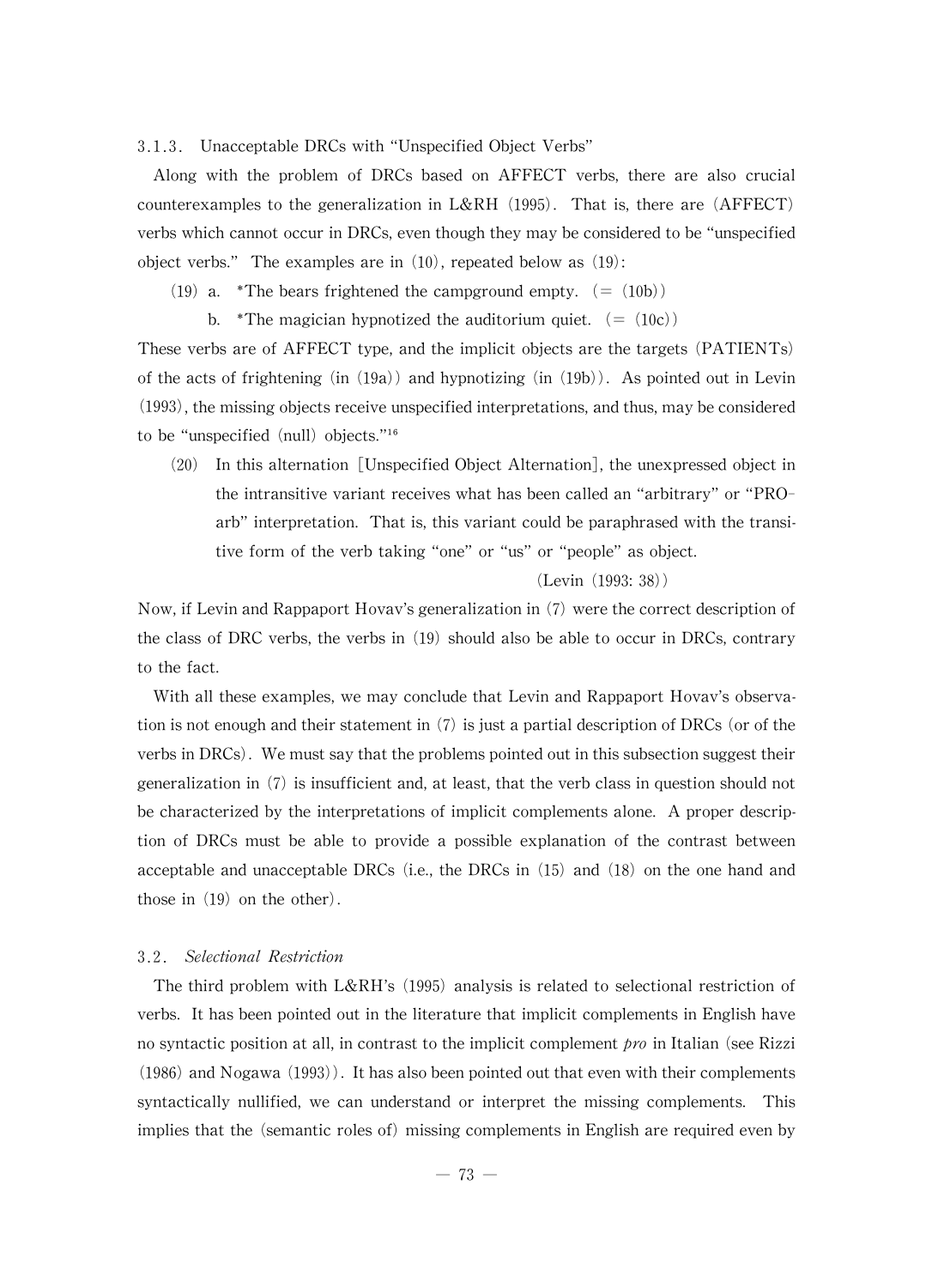### 3.1.3. Unacceptable DRCs with "Unspecified Object Verbs"

Along with the problem of DRCs based on AFFECT verbs, there are also crucial counterexamples to the generalization in L&RH (1995). That is, there are (AFFECT) verbs which cannot occur in DRCs, even though they may be considered to be "unspecified object verbs." The examples are in (10), repeated below as (19):

(19) a. *The bears frightened the campground empty. (= (10b))

b. *The magician hypnotized the auditorium quiet. (= (10c))

These verbs are of AFFECT type, and the implicit objects are the targets (PATIENTs) of the acts of frightening (in (19a)) and hypnotizing (in (19b)). As pointed out in Levin (1993), the missing objects receive unspecified interpretations, and thus, may be considered to be "unspecified (null) objects."[16]

(20) In this alternation [Unspecified Object Alternation], the unexpressed object in the intransitive variant receives what has been called an "arbitrary" or "PRO-arb" interpretation. That is, this variant could be paraphrased with the transitive form of the verb taking "one" or "us" or "people" as object.

(Levin (1993: 38))

Now, if Levin and Rappaport Hovav's generalization in (7) were the correct description of the class of DRC verbs, the verbs in (19) should also be able to occur in DRCs, contrary to the fact.

With all these examples, we may conclude that Levin and Rappaport Hovav's observation is not enough and their statement in (7) is just a partial description of DRCs (or of the verbs in DRCs). We must say that the problems pointed out in this subsection suggest their generalization in (7) is insufficient and, at least, that the verb class in question should not be characterized by the interpretations of implicit complements alone. A proper description of DRCs must be able to provide a possible explanation of the contrast between acceptable and unacceptable DRCs (i.e., the DRCs in (15) and (18) on the one hand and those in (19) on the other).

## 3.2. *Selectional Restriction*

The third problem with L&RH's (1995) analysis is related to selectional restriction of verbs. It has been pointed out in the literature that implicit complements in English have no syntactic position at all, in contrast to the implicit complement *pro* in Italian (see Rizzi (1986) and Nogawa (1993)). It has also been pointed out that even with their complements syntactically nullified, we can understand or interpret the missing complements. This implies that the (semantic roles of) missing complements in English are required even by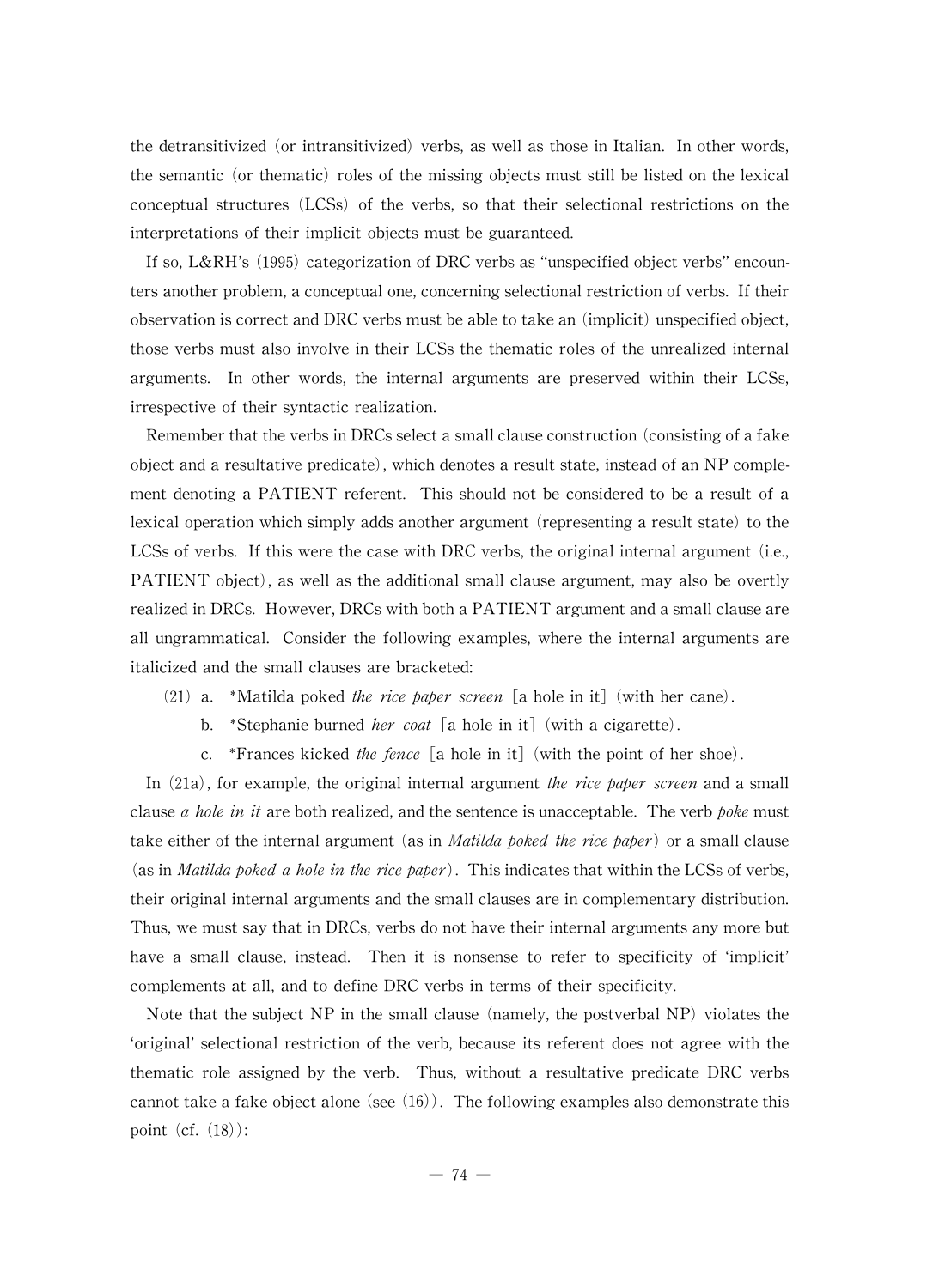the detransitivized (or intransitivized) verbs, as well as those in Italian. In other words, the semantic (or thematic) roles of the missing objects must still be listed on the lexical conceptual structures (LCSs) of the verbs, so that their selectional restrictions on the interpretations of their implicit objects must be guaranteed.

If so, L&RH's (1995) categorization of DRC verbs as "unspecified object verbs" encounters another problem, a conceptual one, concerning selectional restriction of verbs. If their observation is correct and DRC verbs must be able to take an (implicit) unspecified object, those verbs must also involve in their LCSs the thematic roles of the unrealized internal arguments. In other words, the internal arguments are preserved within their LCSs, irrespective of their syntactic realization.

Remember that the verbs in DRCs select a small clause construction (consisting of a fake object and a resultative predicate), which denotes a result state, instead of an NP complement denoting a PATIENT referent. This should not be considered to be a result of a lexical operation which simply adds another argument (representing a result state) to the LCSs of verbs. If this were the case with DRC verbs, the original internal argument (i.e., PATIENT object), as well as the additional small clause argument, may also be overtly realized in DRCs. However, DRCs with both a PATIENT argument and a small clause are all ungrammatical. Consider the following examples, where the internal arguments are italicized and the small clauses are bracketed:

(21) a. *Matilda poked *the rice paper screen* [a hole in it] (with her cane).

b. *Stephanie burned *her coat* [a hole in it] (with a cigarette).

c. *Frances kicked *the fence* [a hole in it] (with the point of her shoe).

In (21a), for example, the original internal argument *the rice paper screen* and a small clause *a hole in it* are both realized, and the sentence is unacceptable. The verb *poke* must take either of the internal argument (as in *Matilda poked the rice paper*) or a small clause (as in *Matilda poked a hole in the rice paper*). This indicates that within the LCSs of verbs, their original internal arguments and the small clauses are in complementary distribution. Thus, we must say that in DRCs, verbs do not have their internal arguments any more but have a small clause, instead. Then it is nonsense to refer to specificity of 'implicit' complements at all, and to define DRC verbs in terms of their specificity.

Note that the subject NP in the small clause (namely, the postverbal NP) violates the 'original' selectional restriction of the verb, because its referent does not agree with the thematic role assigned by the verb. Thus, without a resultative predicate DRC verbs cannot take a fake object alone (see (16)). The following examples also demonstrate this point (cf. (18)):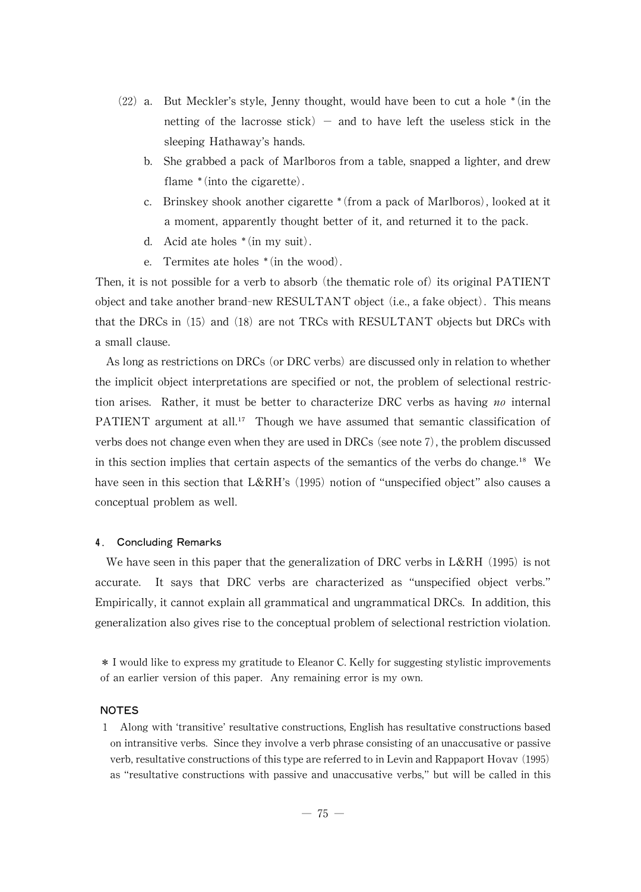(22) a. But Meckler's style, Jenny thought, would have been to cut a hole *(in the netting of the lacrosse stick) — and to have left the useless stick in the sleeping Hathaway's hands.

b. She grabbed a pack of Marlboros from a table, snapped a lighter, and drew flame *(into the cigarette).

c. Brinskey shook another cigarette *(from a pack of Marlboros), looked at it a moment, apparently thought better of it, and returned it to the pack.

d. Acid ate holes *(in my suit).

e. Termites ate holes *(in the wood).

Then, it is not possible for a verb to absorb (the thematic role of) its original PATIENT object and take another brand-new RESULTANT object (i.e., a fake object). This means that the DRCs in (15) and (18) are not TRCs with RESULTANT objects but DRCs with a small clause.

As long as restrictions on DRCs (or DRC verbs) are discussed only in relation to whether the implicit object interpretations are specified or not, the problem of selectional restriction arises. Rather, it must be better to characterize DRC verbs as having *no* internal PATIENT argument at all.[17] Though we have assumed that semantic classification of verbs does not change even when they are used in DRCs (see note 7), the problem discussed in this section implies that certain aspects of the semantics of the verbs do change.[18] We have seen in this section that L&RH's (1995) notion of "unspecified object" also causes a conceptual problem as well.

## 4. Concluding Remarks

We have seen in this paper that the generalization of DRC verbs in L&RH (1995) is not accurate. It says that DRC verbs are characterized as "unspecified object verbs." Empirically, it cannot explain all grammatical and ungrammatical DRCs. In addition, this generalization also gives rise to the conceptual problem of selectional restriction violation.

* I would like to express my gratitude to Eleanor C. Kelly for suggesting stylistic improvements of an earlier version of this paper. Any remaining error is my own.

### NOTES

1 Along with 'transitive' resultative constructions, English has resultative constructions based on intransitive verbs. Since they involve a verb phrase consisting of an unaccusative or passive verb, resultative constructions of this type are referred to in Levin and Rappaport Hovav (1995) as "resultative constructions with passive and unaccusative verbs," but will be called in this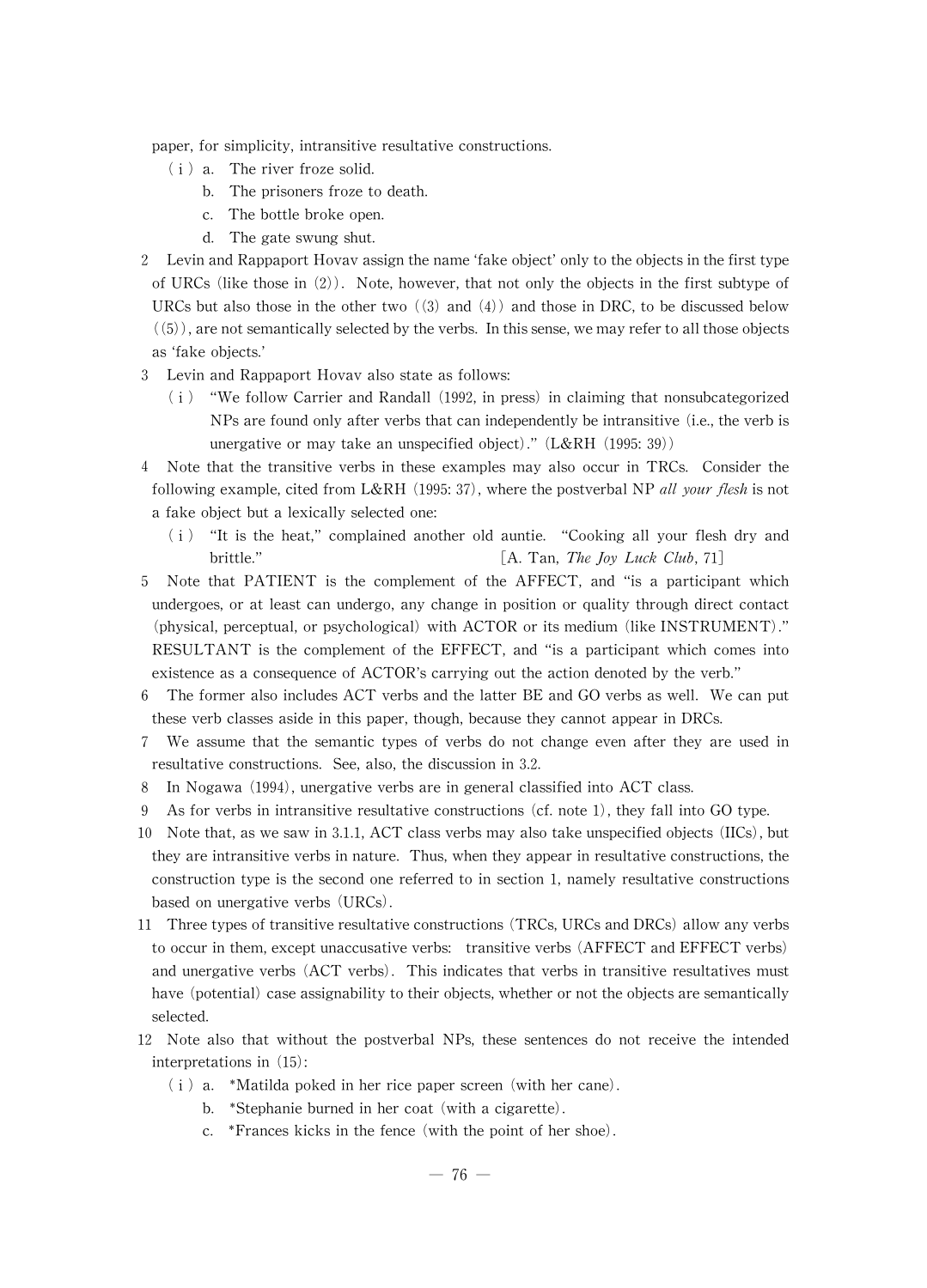paper, for simplicity, intransitive resultative constructions.

(i) a. The river froze solid.
  b. The prisoners froze to death.
  c. The bottle broke open.
  d. The gate swung shut.

2 Levin and Rappaport Hovav assign the name 'fake object' only to the objects in the first type of URCs (like those in (2)). Note, however, that not only the objects in the first subtype of URCs but also those in the other two ((3) and (4)) and those in DRC, to be discussed below ((5)), are not semantically selected by the verbs. In this sense, we may refer to all those objects as 'fake objects.'

3 Levin and Rappaport Hovav also state as follows:

(i) "We follow Carrier and Randall (1992, in press) in claiming that nonsubcategorized NPs are found only after verbs that can independently be intransitive (i.e., the verb is unergative or may take an unspecified object)." (L&RH (1995: 39))

4 Note that the transitive verbs in these examples may also occur in TRCs. Consider the following example, cited from L&RH (1995: 37), where the postverbal NP *all your flesh* is not a fake object but a lexically selected one:

(i) "It is the heat," complained another old auntie. "Cooking all your flesh dry and brittle." [A. Tan, *The Joy Luck Club*, 71]

5 Note that PATIENT is the complement of the AFFECT, and "is a participant which undergoes, or at least can undergo, any change in position or quality through direct contact (physical, perceptual, or psychological) with ACTOR or its medium (like INSTRUMENT)." RESULTANT is the complement of the EFFECT, and "is a participant which comes into existence as a consequence of ACTOR's carrying out the action denoted by the verb."

6 The former also includes ACT verbs and the latter BE and GO verbs as well. We can put these verb classes aside in this paper, though, because they cannot appear in DRCs.

7 We assume that the semantic types of verbs do not change even after they are used in resultative constructions. See, also, the discussion in 3.2.

8 In Nogawa (1994), unergative verbs are in general classified into ACT class.

9 As for verbs in intransitive resultative constructions (cf. note 1), they fall into GO type.

10 Note that, as we saw in 3.1.1, ACT class verbs may also take unspecified objects (IICs), but they are intransitive verbs in nature. Thus, when they appear in resultative constructions, the construction type is the second one referred to in section 1, namely resultative constructions based on unergative verbs (URCs).

11 Three types of transitive resultative constructions (TRCs, URCs and DRCs) allow any verbs to occur in them, except unaccusative verbs: transitive verbs (AFFECT and EFFECT verbs) and unergative verbs (ACT verbs). This indicates that verbs in transitive resultatives must have (potential) case assignability to their objects, whether or not the objects are semantically selected.

12 Note also that without the postverbal NPs, these sentences do not receive the intended interpretations in (15):

(i) a. *Matilda poked in her rice paper screen (with her cane).
  b. *Stephanie burned in her coat (with a cigarette).
  c. *Frances kicks in the fence (with the point of her shoe).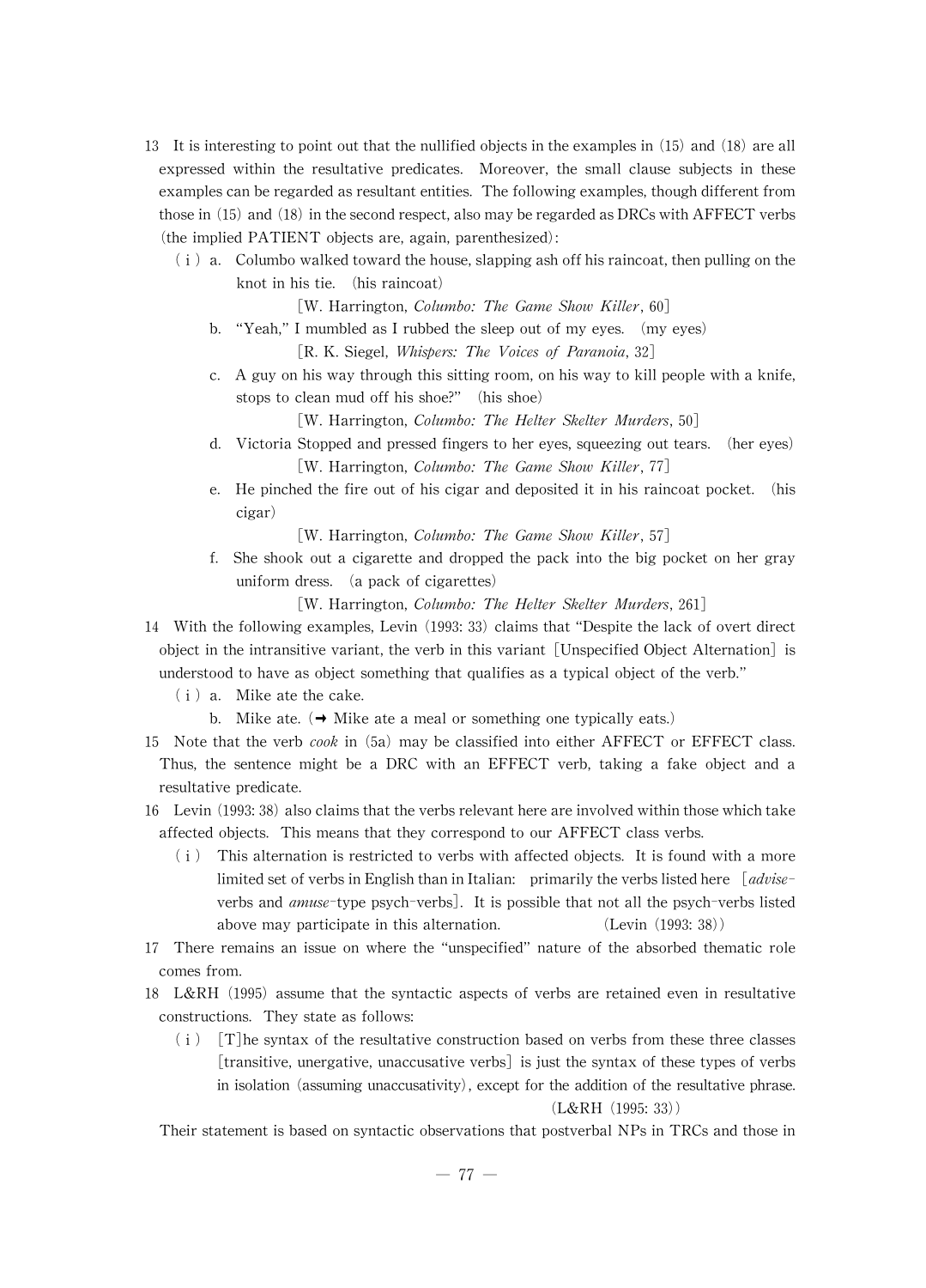13 It is interesting to point out that the nullified objects in the examples in (15) and (18) are all expressed within the resultative predicates. Moreover, the small clause subjects in these examples can be regarded as resultant entities. The following examples, though different from those in (15) and (18) in the second respect, also may be regarded as DRCs with AFFECT verbs (the implied PATIENT objects are, again, parenthesized):

(i) a. Columbo walked toward the house, slapping ash off his raincoat, then pulling on the knot in his tie. (his raincoat)
[W. Harrington, *Columbo: The Game Show Killer*, 60]

b. "Yeah," I mumbled as I rubbed the sleep out of my eyes. (my eyes)
[R. K. Siegel, *Whispers: The Voices of Paranoia*, 32]

c. A guy on his way through this sitting room, on his way to kill people with a knife, stops to clean mud off his shoe?" (his shoe)
[W. Harrington, *Columbo: The Helter Skelter Murders*, 50]

d. Victoria Stopped and pressed fingers to her eyes, squeezing out tears. (her eyes)
[W. Harrington, *Columbo: The Game Show Killer*, 77]

e. He pinched the fire out of his cigar and deposited it in his raincoat pocket. (his cigar)
[W. Harrington, *Columbo: The Game Show Killer*, 57]

f. She shook out a cigarette and dropped the pack into the big pocket on her gray uniform dress. (a pack of cigarettes)
[W. Harrington, *Columbo: The Helter Skelter Murders*, 261]

14 With the following examples, Levin (1993: 33) claims that "Despite the lack of overt direct object in the intransitive variant, the verb in this variant [Unspecified Object Alternation] is understood to have as object something that qualifies as a typical object of the verb."

(i) a. Mike ate the cake.

b. Mike ate. (→ Mike ate a meal or something one typically eats.)

15 Note that the verb *cook* in (5a) may be classified into either AFFECT or EFFECT class. Thus, the sentence might be a DRC with an EFFECT verb, taking a fake object and a resultative predicate.

16 Levin (1993: 38) also claims that the verbs relevant here are involved within those which take affected objects. This means that they correspond to our AFFECT class verbs.

(i) This alternation is restricted to verbs with affected objects. It is found with a more limited set of verbs in English than in Italian: primarily the verbs listed here [*advise*-verbs and *amuse*-type psych-verbs]. It is possible that not all the psych-verbs listed above may participate in this alternation. (Levin (1993: 38))

17 There remains an issue on where the "unspecified" nature of the absorbed thematic role comes from.

18 L&RH (1995) assume that the syntactic aspects of verbs are retained even in resultative constructions. They state as follows:

(i) [T]he syntax of the resultative construction based on verbs from these three classes [transitive, unergative, unaccusative verbs] is just the syntax of these types of verbs in isolation (assuming unaccusativity), except for the addition of the resultative phrase. (L&RH (1995: 33))

Their statement is based on syntactic observations that postverbal NPs in TRCs and those in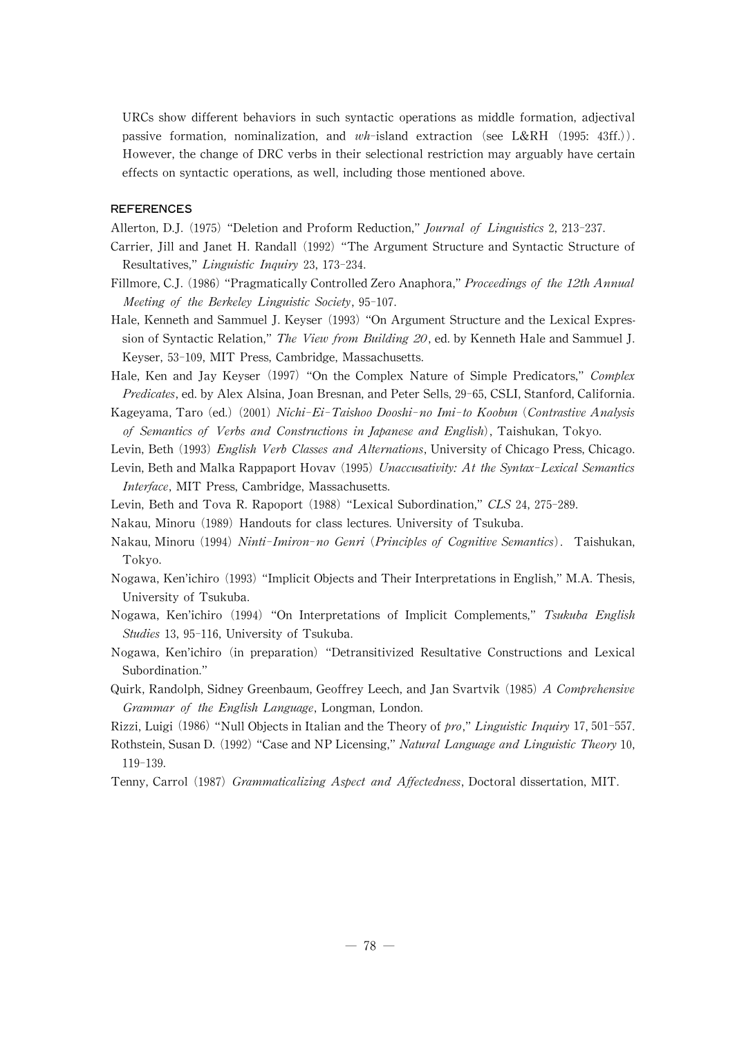URCs show different behaviors in such syntactic operations as middle formation, adjectival passive formation, nominalization, and *wh*-island extraction (see L&RH (1995: 43ff.)). However, the change of DRC verbs in their selectional restriction may arguably have certain effects on syntactic operations, as well, including those mentioned above.

## REFERENCES

Allerton, D.J. (1975) "Deletion and Proform Reduction," *Journal of Linguistics* 2, 213-237.

Carrier, Jill and Janet H. Randall (1992) "The Argument Structure and Syntactic Structure of Resultatives," *Linguistic Inquiry* 23, 173-234.

Fillmore, C.J. (1986) "Pragmatically Controlled Zero Anaphora," *Proceedings of the 12th Annual Meeting of the Berkeley Linguistic Society*, 95-107.

Hale, Kenneth and Sammuel J. Keyser (1993) "On Argument Structure and the Lexical Expression of Syntactic Relation," *The View from Building 20*, ed. by Kenneth Hale and Sammuel J. Keyser, 53-109, MIT Press, Cambridge, Massachusetts.

Hale, Ken and Jay Keyser (1997) "On the Complex Nature of Simple Predicators," *Complex Predicates*, ed. by Alex Alsina, Joan Bresnan, and Peter Sells, 29-65, CSLI, Stanford, California.

Kageyama, Taro (ed.) (2001) *Nichi-Ei-Taishoo Dooshi-no Imi-to Koobun* (*Contrastive Analysis of Semantics of Verbs and Constructions in Japanese and English*), Taishukan, Tokyo.

Levin, Beth (1993) *English Verb Classes and Alternations*, University of Chicago Press, Chicago.

Levin, Beth and Malka Rappaport Hovav (1995) *Unaccusativity: At the Syntax-Lexical Semantics Interface*, MIT Press, Cambridge, Massachusetts.

Levin, Beth and Tova R. Rapoport (1988) "Lexical Subordination," *CLS* 24, 275-289.

Nakau, Minoru (1989) Handouts for class lectures. University of Tsukuba.

Nakau, Minoru (1994) *Ninti-Imiron-no Genri* (*Principles of Cognitive Semantics*). Taishukan, Tokyo.

Nogawa, Ken'ichiro (1993) "Implicit Objects and Their Interpretations in English," M.A. Thesis, University of Tsukuba.

Nogawa, Ken'ichiro (1994) "On Interpretations of Implicit Complements," *Tsukuba English Studies* 13, 95-116, University of Tsukuba.

Nogawa, Ken'ichiro (in preparation) "Detransitivized Resultative Constructions and Lexical Subordination."

Quirk, Randolph, Sidney Greenbaum, Geoffrey Leech, and Jan Svartvik (1985) *A Comprehensive Grammar of the English Language*, Longman, London.

Rizzi, Luigi (1986) "Null Objects in Italian and the Theory of *pro*," *Linguistic Inquiry* 17, 501-557.

Rothstein, Susan D. (1992) "Case and NP Licensing," *Natural Language and Linguistic Theory* 10, 119-139.

Tenny, Carrol (1987) *Grammaticalizing Aspect and Affectedness*, Doctoral dissertation, MIT.